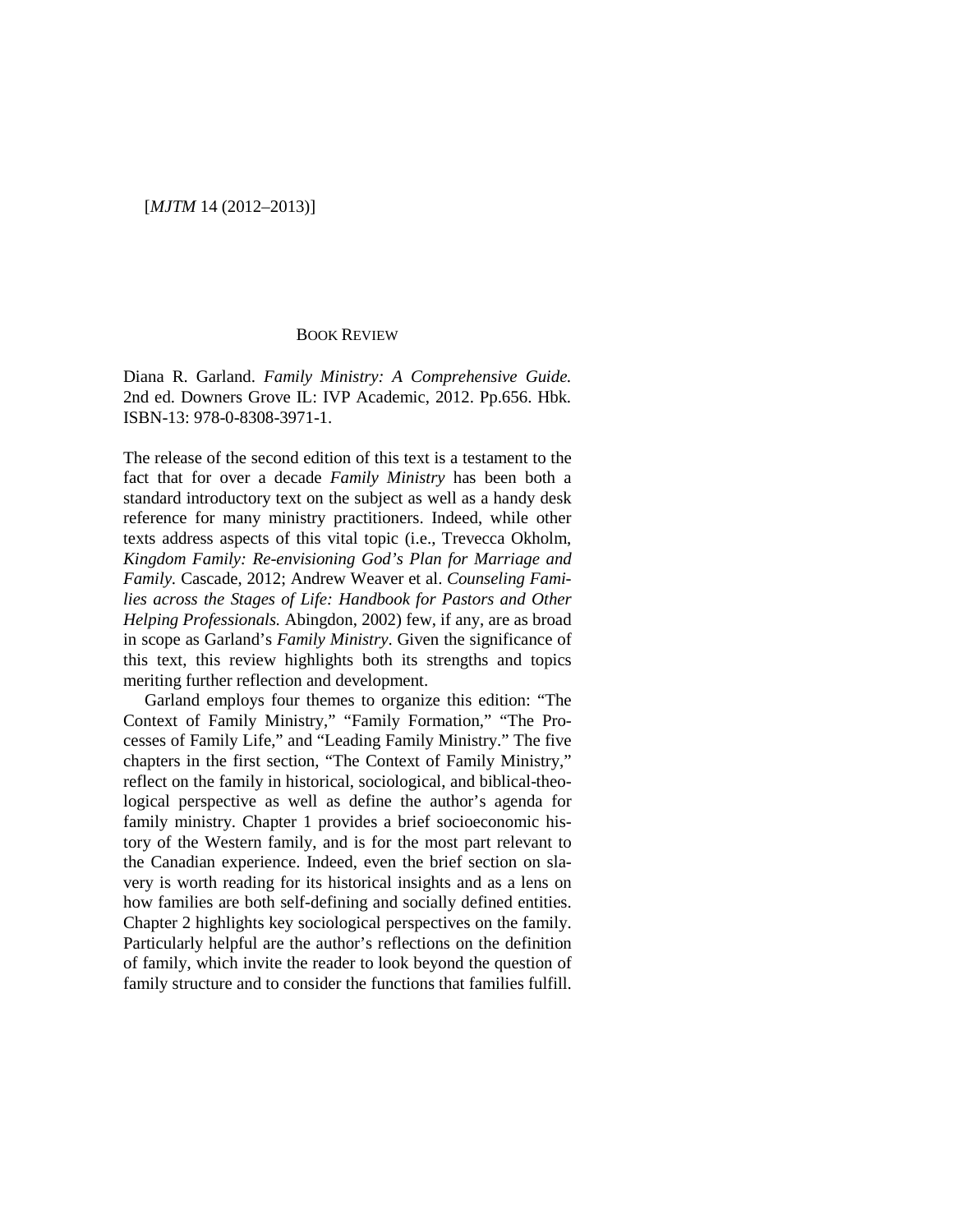## BOOK REVIEW

Diana R. Garland. *Family Ministry: A Comprehensive Guide.* 2nd ed. Downers Grove IL: IVP Academic, 2012. Pp.656. Hbk. ISBN-13: 978-0-8308-3971-1.

The release of the second edition of this text is a testament to the fact that for over a decade *Family Ministry* has been both a standard introductory text on the subject as well as a handy desk reference for many ministry practitioners. Indeed, while other texts address aspects of this vital topic (i.e., Trevecca Okholm, *Kingdom Family: Re-envisioning God's Plan for Marriage and Family.* Cascade, 2012; Andrew Weaver et al. *Counseling Families across the Stages of Life: Handbook for Pastors and Other Helping Professionals.* Abingdon, 2002) few, if any, are as broad in scope as Garland's *Family Ministry*. Given the significance of this text, this review highlights both its strengths and topics meriting further reflection and development.

Garland employs four themes to organize this edition: "The Context of Family Ministry," "Family Formation," "The Processes of Family Life," and "Leading Family Ministry." The five chapters in the first section, "The Context of Family Ministry," reflect on the family in historical, sociological, and biblical-theological perspective as well as define the author's agenda for family ministry. Chapter 1 provides a brief socioeconomic history of the Western family, and is for the most part relevant to the Canadian experience. Indeed, even the brief section on slavery is worth reading for its historical insights and as a lens on how families are both self-defining and socially defined entities. Chapter 2 highlights key sociological perspectives on the family. Particularly helpful are the author's reflections on the definition of family, which invite the reader to look beyond the question of family structure and to consider the functions that families fulfill.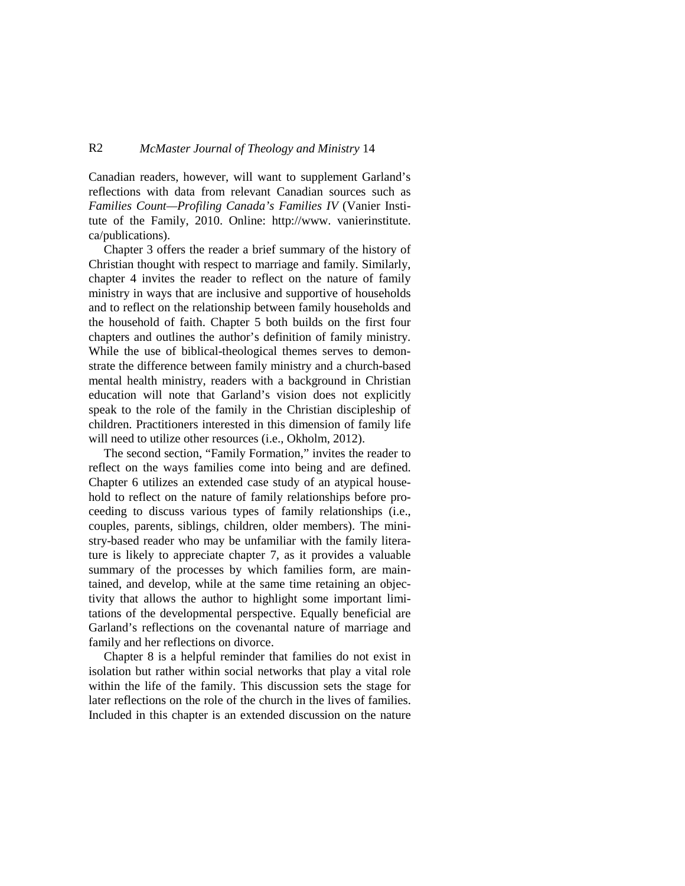Canadian readers, however, will want to supplement Garland's reflections with data from relevant Canadian sources such as *Families Count—Profiling Canada's Families IV* (Vanier Institute of the Family, 2010. Online: http://www.vanierinstitute.ca/publications).

Chapter 3 offers the reader a brief summary of the history of Christian thought with respect to marriage and family. Similarly, chapter 4 invites the reader to reflect on the nature of family ministry in ways that are inclusive and supportive of households and to reflect on the relationship between family households and the household of faith. Chapter 5 both builds on the first four chapters and outlines the author's definition of family ministry. While the use of biblical-theological themes serves to demonstrate the difference between family ministry and a church-based mental health ministry, readers with a background in Christian education will note that Garland's vision does not explicitly speak to the role of the family in the Christian discipleship of children. Practitioners interested in this dimension of family life will need to utilize other resources (i.e., Okholm, 2012).

The second section, "Family Formation," invites the reader to reflect on the ways families come into being and are defined. Chapter 6 utilizes an extended case study of an atypical household to reflect on the nature of family relationships before proceeding to discuss various types of family relationships (i.e., couples, parents, siblings, children, older members). The ministry-based reader who may be unfamiliar with the family literature is likely to appreciate chapter 7, as it provides a valuable summary of the processes by which families form, are maintained, and develop, while at the same time retaining an objectivity that allows the author to highlight some important limitations of the developmental perspective. Equally beneficial are Garland's reflections on the covenantal nature of marriage and family and her reflections on divorce.

Chapter 8 is a helpful reminder that families do not exist in isolation but rather within social networks that play a vital role within the life of the family. This discussion sets the stage for later reflections on the role of the church in the lives of families. Included in this chapter is an extended discussion on the nature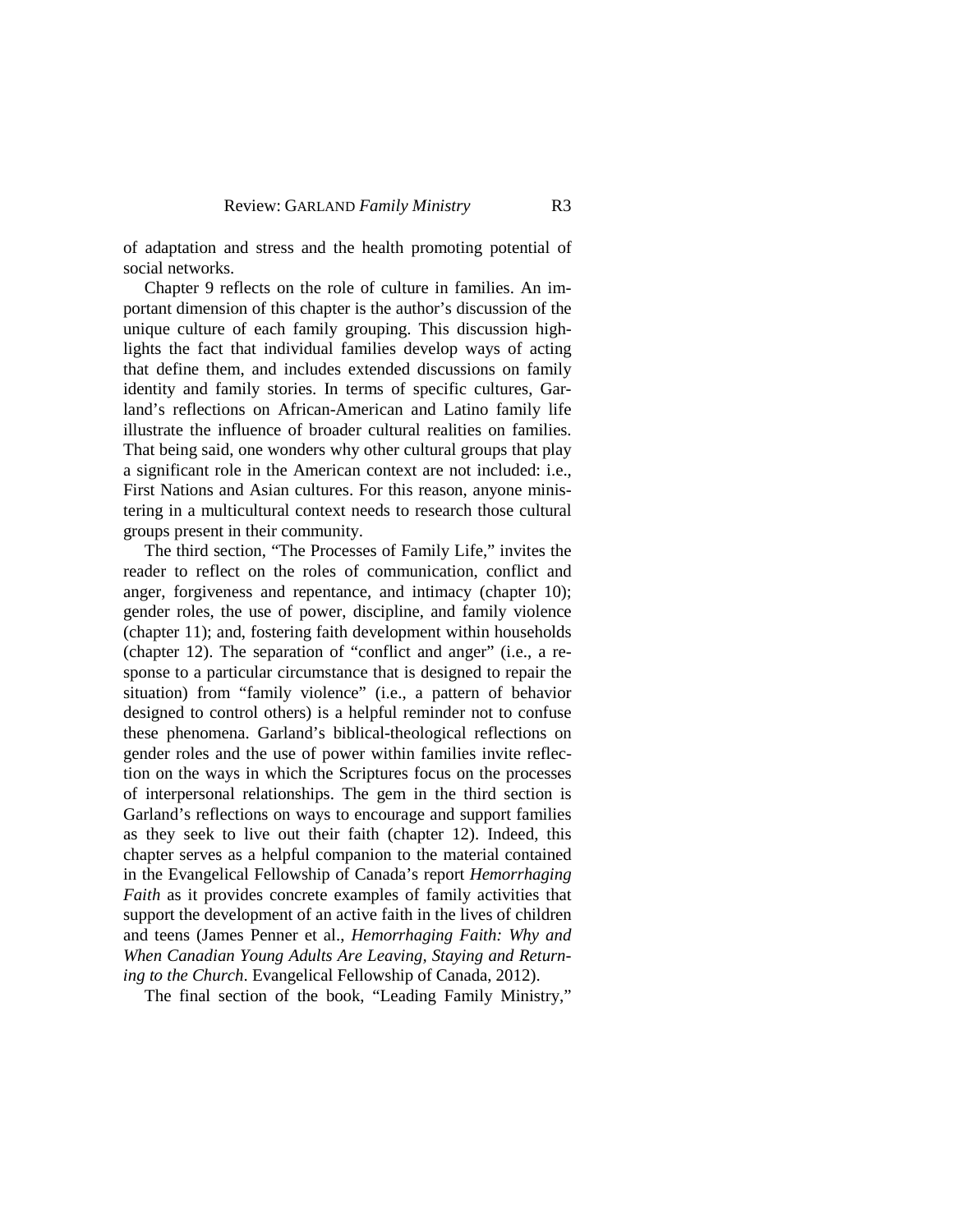of adaptation and stress and the health promoting potential of social networks.

Chapter 9 reflects on the role of culture in families. An important dimension of this chapter is the author's discussion of the unique culture of each family grouping. This discussion highlights the fact that individual families develop ways of acting that define them, and includes extended discussions on family identity and family stories. In terms of specific cultures, Garland's reflections on African-American and Latino family life illustrate the influence of broader cultural realities on families. That being said, one wonders why other cultural groups that play a significant role in the American context are not included: i.e., First Nations and Asian cultures. For this reason, anyone ministering in a multicultural context needs to research those cultural groups present in their community.

The third section, "The Processes of Family Life," invites the reader to reflect on the roles of communication, conflict and anger, forgiveness and repentance, and intimacy (chapter 10); gender roles, the use of power, discipline, and family violence (chapter 11); and, fostering faith development within households (chapter 12). The separation of "conflict and anger" (i.e., a response to a particular circumstance that is designed to repair the situation) from "family violence" (i.e., a pattern of behavior designed to control others) is a helpful reminder not to confuse these phenomena. Garland's biblical-theological reflections on gender roles and the use of power within families invite reflection on the ways in which the Scriptures focus on the processes of interpersonal relationships. The gem in the third section is Garland's reflections on ways to encourage and support families as they seek to live out their faith (chapter 12). Indeed, this chapter serves as a helpful companion to the material contained in the Evangelical Fellowship of Canada's report *Hemorrhaging Faith* as it provides concrete examples of family activities that support the development of an active faith in the lives of children and teens (James Penner et al., *Hemorrhaging Faith: Why and When Canadian Young Adults Are Leaving, Staying and Returning to the Church*. Evangelical Fellowship of Canada, 2012).

The final section of the book, "Leading Family Ministry,"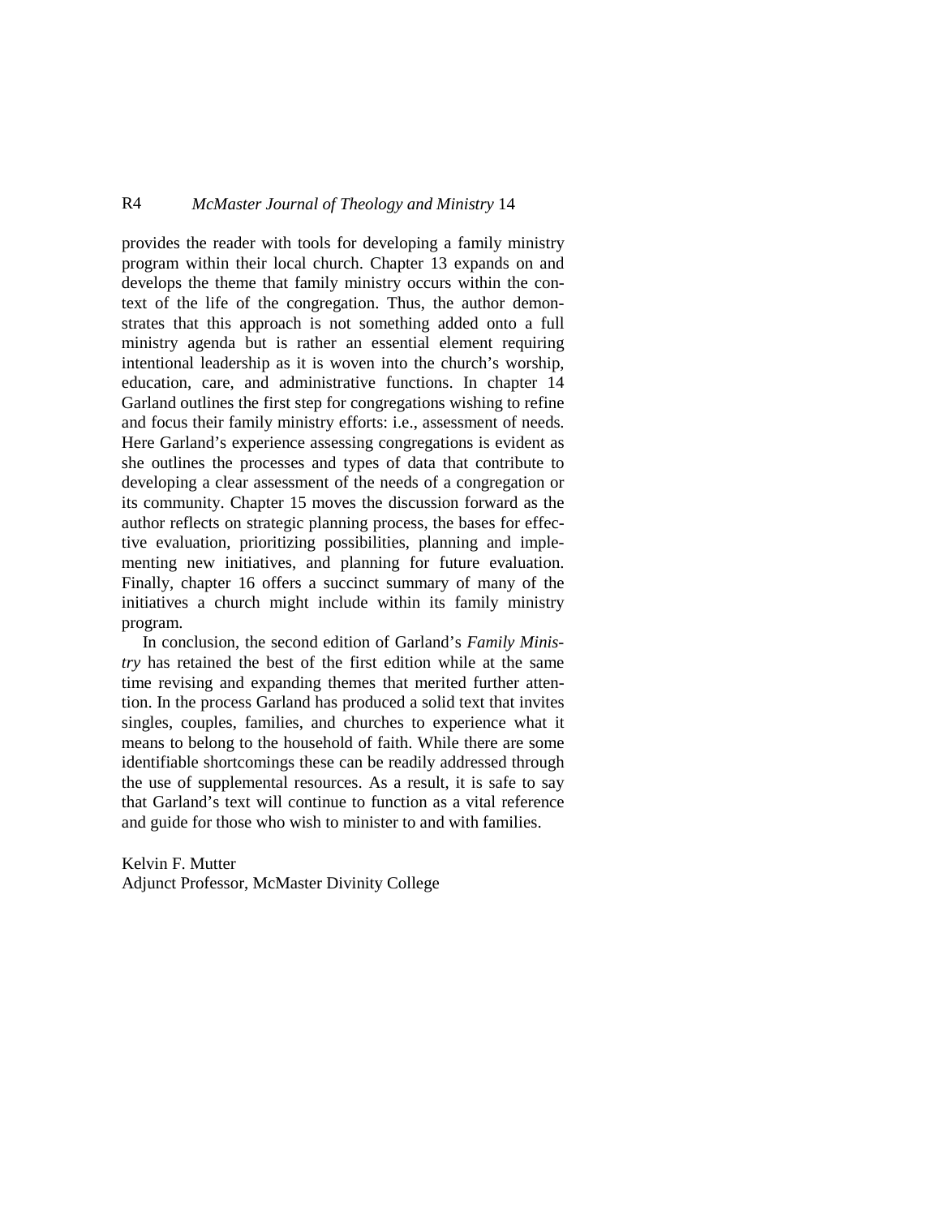provides the reader with tools for developing a family ministry program within their local church. Chapter 13 expands on and develops the theme that family ministry occurs within the context of the life of the congregation. Thus, the author demonstrates that this approach is not something added onto a full ministry agenda but is rather an essential element requiring intentional leadership as it is woven into the church's worship, education, care, and administrative functions. In chapter 14 Garland outlines the first step for congregations wishing to refine and focus their family ministry efforts: i.e., assessment of needs. Here Garland's experience assessing congregations is evident as she outlines the processes and types of data that contribute to developing a clear assessment of the needs of a congregation or its community. Chapter 15 moves the discussion forward as the author reflects on strategic planning process, the bases for effective evaluation, prioritizing possibilities, planning and implementing new initiatives, and planning for future evaluation. Finally, chapter 16 offers a succinct summary of many of the initiatives a church might include within its family ministry program.

In conclusion, the second edition of Garland's *Family Ministry* has retained the best of the first edition while at the same time revising and expanding themes that merited further attention. In the process Garland has produced a solid text that invites singles, couples, families, and churches to experience what it means to belong to the household of faith. While there are some identifiable shortcomings these can be readily addressed through the use of supplemental resources. As a result, it is safe to say that Garland's text will continue to function as a vital reference and guide for those who wish to minister to and with families.

Kelvin F. Mutter
Adjunct Professor, McMaster Divinity College